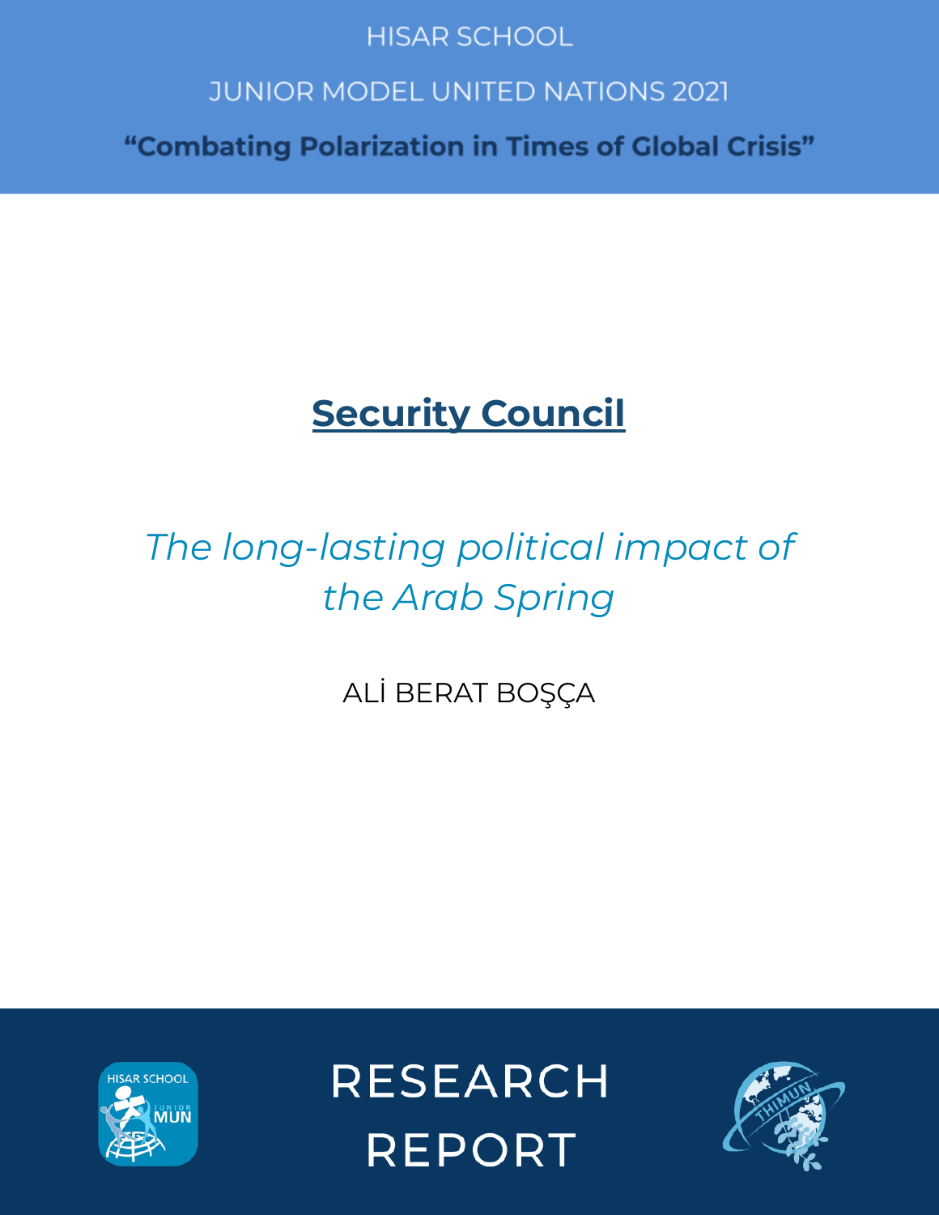HISAR SCHOOL

JUNIOR MODEL UNITED NATIONS 2021

**"Combating Polarization in Times of Global Crisis"**

# Security Council

## *The long-lasting political impact of the Arab Spring*

ALİ BERAT BOŞÇA

RESEARCH REPORT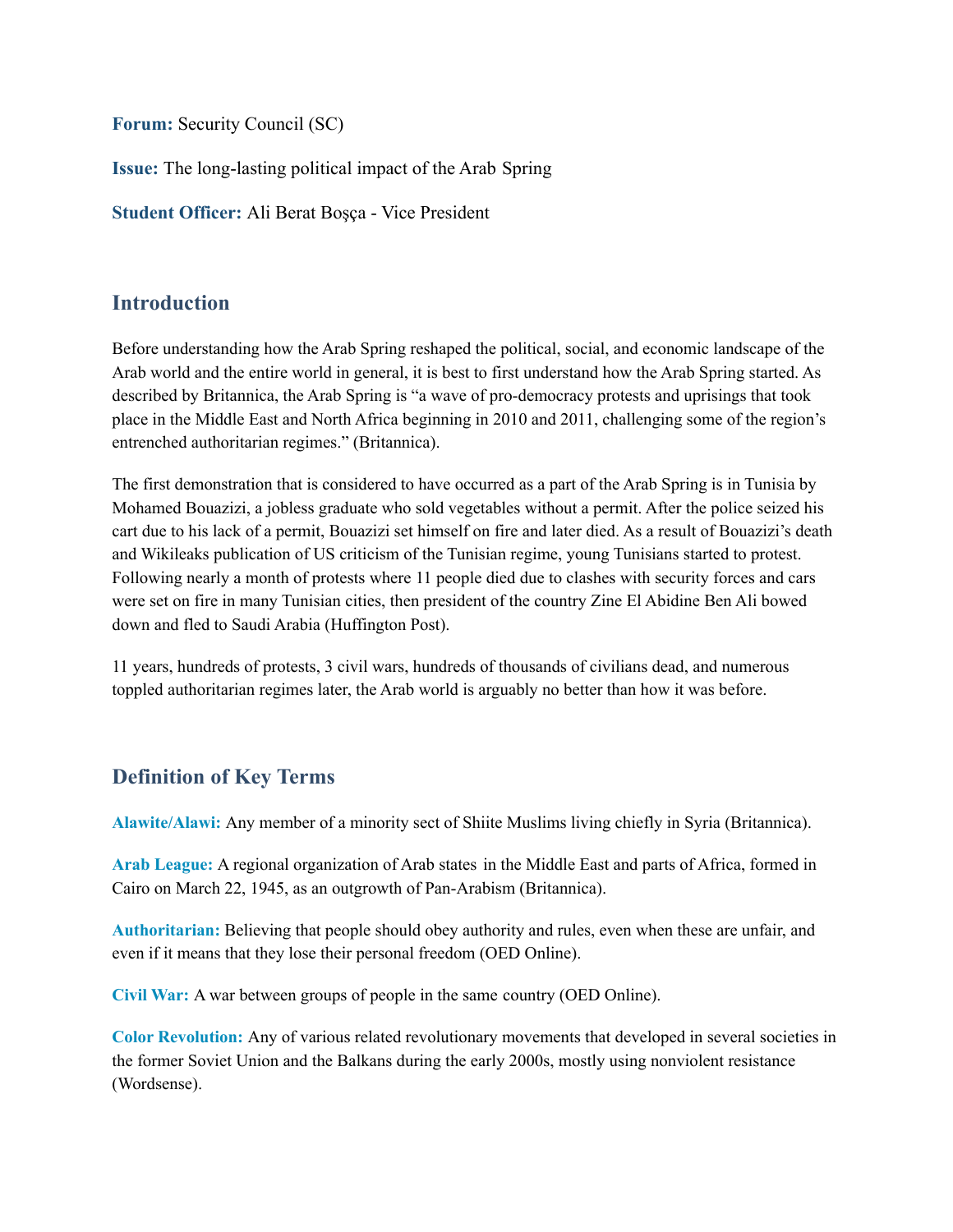**Forum:** Security Council (SC)

**Issue:** The long-lasting political impact of the Arab Spring

**Student Officer:** Ali Berat Boşça - Vice President

## Introduction

Before understanding how the Arab Spring reshaped the political, social, and economic landscape of the Arab world and the entire world in general, it is best to first understand how the Arab Spring started. As described by Britannica, the Arab Spring is "a wave of pro-democracy protests and uprisings that took place in the Middle East and North Africa beginning in 2010 and 2011, challenging some of the region's entrenched authoritarian regimes." (Britannica).

The first demonstration that is considered to have occurred as a part of the Arab Spring is in Tunisia by Mohamed Bouazizi, a jobless graduate who sold vegetables without a permit. After the police seized his cart due to his lack of a permit, Bouazizi set himself on fire and later died. As a result of Bouazizi's death and Wikileaks publication of US criticism of the Tunisian regime, young Tunisians started to protest. Following nearly a month of protests where 11 people died due to clashes with security forces and cars were set on fire in many Tunisian cities, then president of the country Zine El Abidine Ben Ali bowed down and fled to Saudi Arabia (Huffington Post).

11 years, hundreds of protests, 3 civil wars, hundreds of thousands of civilians dead, and numerous toppled authoritarian regimes later, the Arab world is arguably no better than how it was before.

## Definition of Key Terms

**Alawite/Alawi:** Any member of a minority sect of Shiite Muslims living chiefly in Syria (Britannica).

**Arab League:** A regional organization of Arab states in the Middle East and parts of Africa, formed in Cairo on March 22, 1945, as an outgrowth of Pan-Arabism (Britannica).

**Authoritarian:** Believing that people should obey authority and rules, even when these are unfair, and even if it means that they lose their personal freedom (OED Online).

**Civil War:** A war between groups of people in the same country (OED Online).

**Color Revolution:** Any of various related revolutionary movements that developed in several societies in the former Soviet Union and the Balkans during the early 2000s, mostly using nonviolent resistance (Wordsense).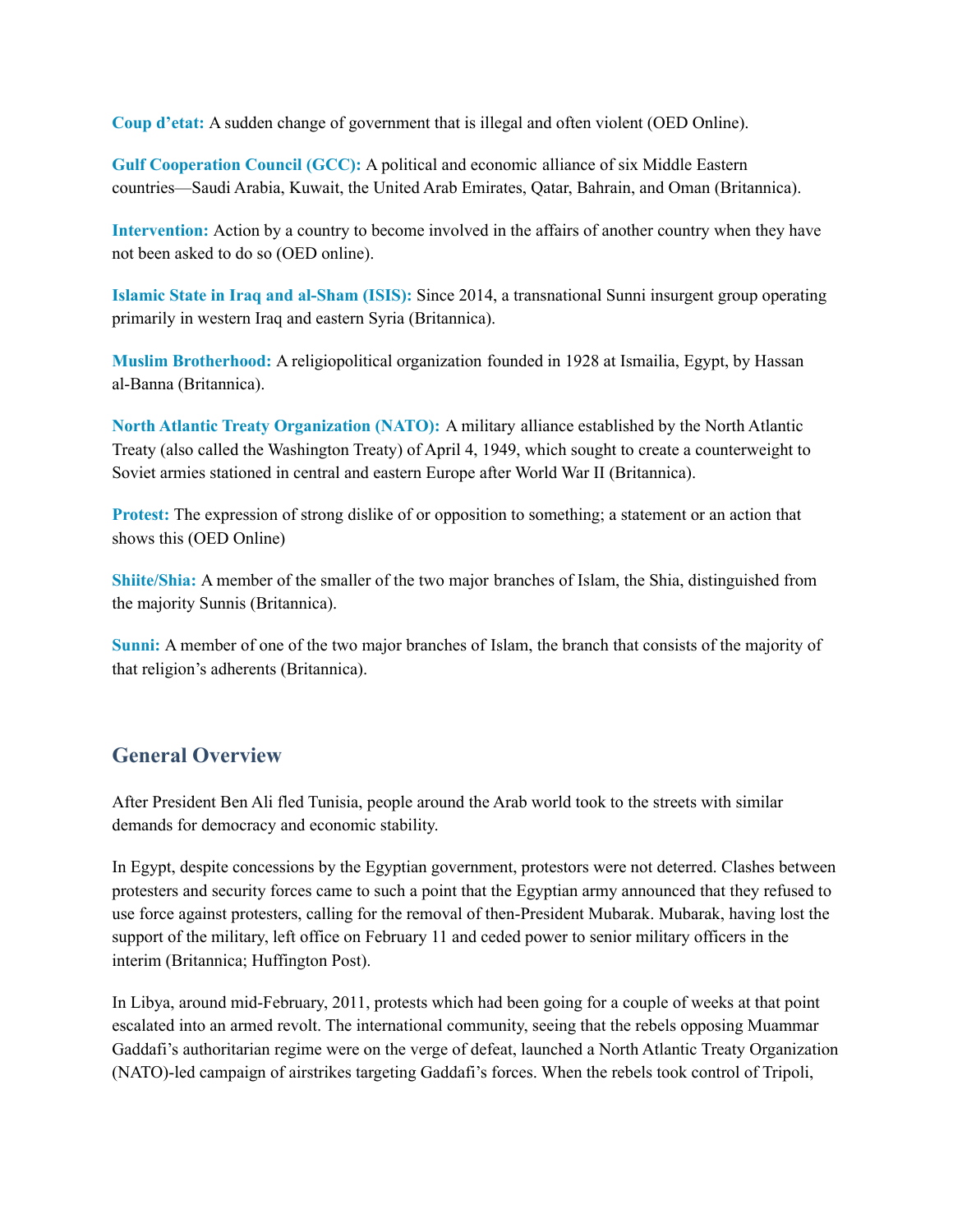**Coup d'etat:** A sudden change of government that is illegal and often violent (OED Online).

**Gulf Cooperation Council (GCC):** A political and economic alliance of six Middle Eastern countries—Saudi Arabia, Kuwait, the United Arab Emirates, Qatar, Bahrain, and Oman (Britannica).

**Intervention:** Action by a country to become involved in the affairs of another country when they have not been asked to do so (OED online).

**Islamic State in Iraq and al-Sham (ISIS):** Since 2014, a transnational Sunni insurgent group operating primarily in western Iraq and eastern Syria (Britannica).

**Muslim Brotherhood:** A religiopolitical organization founded in 1928 at Ismailia, Egypt, by Hassan al-Banna (Britannica).

**North Atlantic Treaty Organization (NATO):** A military alliance established by the North Atlantic Treaty (also called the Washington Treaty) of April 4, 1949, which sought to create a counterweight to Soviet armies stationed in central and eastern Europe after World War II (Britannica).

**Protest:** The expression of strong dislike of or opposition to something; a statement or an action that shows this (OED Online)

**Shiite/Shia:** A member of the smaller of the two major branches of Islam, the Shia, distinguished from the majority Sunnis (Britannica).

**Sunni:** A member of one of the two major branches of Islam, the branch that consists of the majority of that religion's adherents (Britannica).

## General Overview

After President Ben Ali fled Tunisia, people around the Arab world took to the streets with similar demands for democracy and economic stability.

In Egypt, despite concessions by the Egyptian government, protestors were not deterred. Clashes between protesters and security forces came to such a point that the Egyptian army announced that they refused to use force against protesters, calling for the removal of then-President Mubarak. Mubarak, having lost the support of the military, left office on February 11 and ceded power to senior military officers in the interim (Britannica; Huffington Post).

In Libya, around mid-February, 2011, protests which had been going for a couple of weeks at that point escalated into an armed revolt. The international community, seeing that the rebels opposing Muammar Gaddafi's authoritarian regime were on the verge of defeat, launched a North Atlantic Treaty Organization (NATO)-led campaign of airstrikes targeting Gaddafi's forces. When the rebels took control of Tripoli,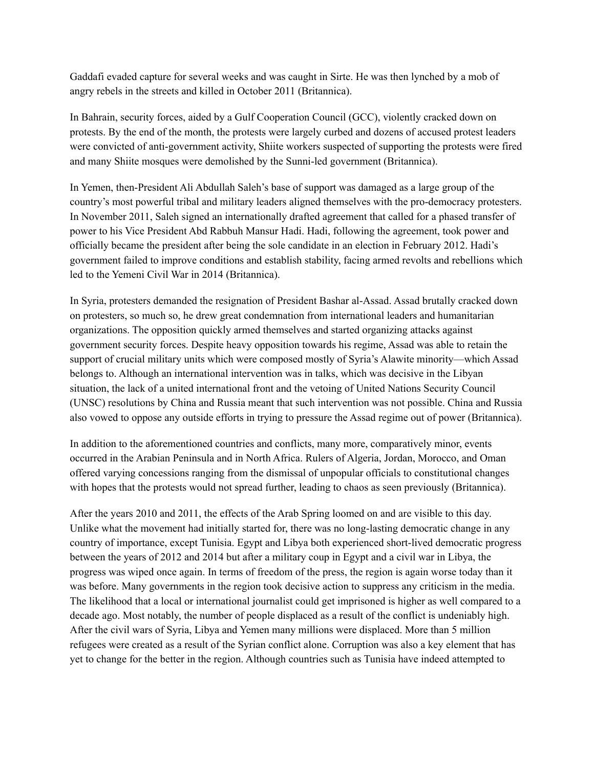Gaddafi evaded capture for several weeks and was caught in Sirte. He was then lynched by a mob of angry rebels in the streets and killed in October 2011 (Britannica).

In Bahrain, security forces, aided by a Gulf Cooperation Council (GCC), violently cracked down on protests. By the end of the month, the protests were largely curbed and dozens of accused protest leaders were convicted of anti-government activity, Shiite workers suspected of supporting the protests were fired and many Shiite mosques were demolished by the Sunni-led government (Britannica).

In Yemen, then-President Ali Abdullah Saleh's base of support was damaged as a large group of the country's most powerful tribal and military leaders aligned themselves with the pro-democracy protesters. In November 2011, Saleh signed an internationally drafted agreement that called for a phased transfer of power to his Vice President Abd Rabbuh Mansur Hadi. Hadi, following the agreement, took power and officially became the president after being the sole candidate in an election in February 2012. Hadi's government failed to improve conditions and establish stability, facing armed revolts and rebellions which led to the Yemeni Civil War in 2014 (Britannica).

In Syria, protesters demanded the resignation of President Bashar al-Assad. Assad brutally cracked down on protesters, so much so, he drew great condemnation from international leaders and humanitarian organizations. The opposition quickly armed themselves and started organizing attacks against government security forces. Despite heavy opposition towards his regime, Assad was able to retain the support of crucial military units which were composed mostly of Syria's Alawite minority—which Assad belongs to. Although an international intervention was in talks, which was decisive in the Libyan situation, the lack of a united international front and the vetoing of United Nations Security Council (UNSC) resolutions by China and Russia meant that such intervention was not possible. China and Russia also vowed to oppose any outside efforts in trying to pressure the Assad regime out of power (Britannica).

In addition to the aforementioned countries and conflicts, many more, comparatively minor, events occurred in the Arabian Peninsula and in North Africa. Rulers of Algeria, Jordan, Morocco, and Oman offered varying concessions ranging from the dismissal of unpopular officials to constitutional changes with hopes that the protests would not spread further, leading to chaos as seen previously (Britannica).

After the years 2010 and 2011, the effects of the Arab Spring loomed on and are visible to this day. Unlike what the movement had initially started for, there was no long-lasting democratic change in any country of importance, except Tunisia. Egypt and Libya both experienced short-lived democratic progress between the years of 2012 and 2014 but after a military coup in Egypt and a civil war in Libya, the progress was wiped once again. In terms of freedom of the press, the region is again worse today than it was before. Many governments in the region took decisive action to suppress any criticism in the media. The likelihood that a local or international journalist could get imprisoned is higher as well compared to a decade ago. Most notably, the number of people displaced as a result of the conflict is undeniably high. After the civil wars of Syria, Libya and Yemen many millions were displaced. More than 5 million refugees were created as a result of the Syrian conflict alone. Corruption was also a key element that has yet to change for the better in the region. Although countries such as Tunisia have indeed attempted to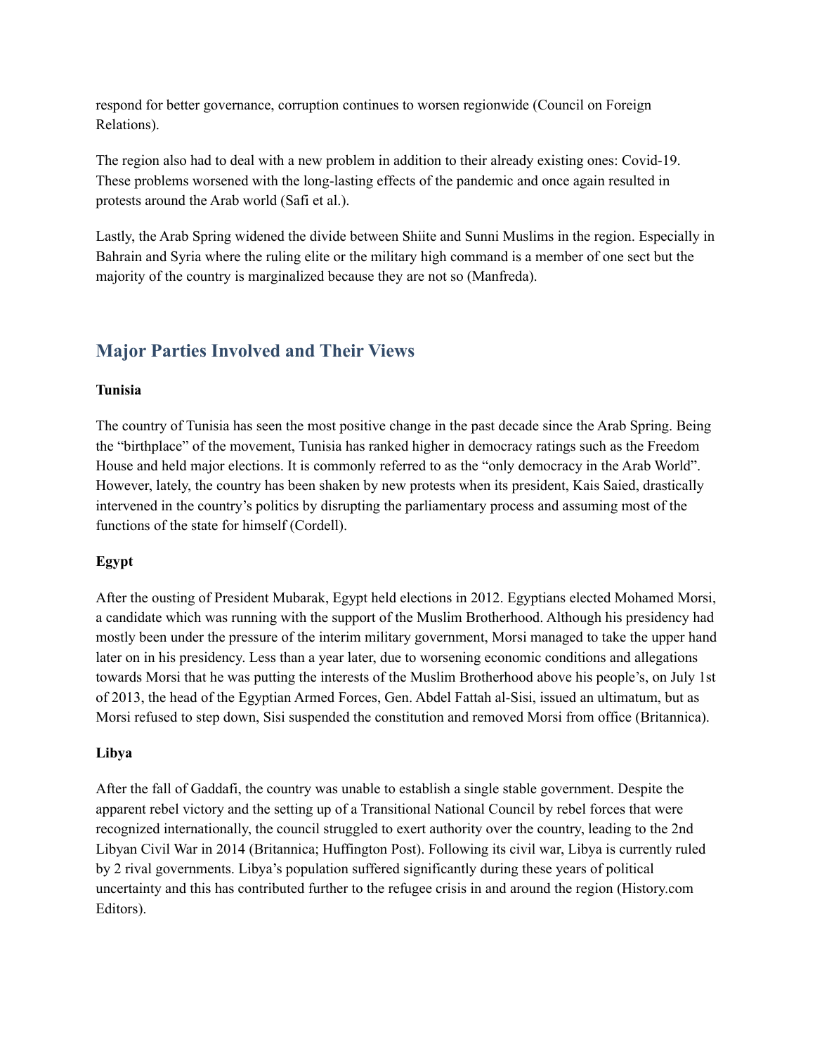respond for better governance, corruption continues to worsen regionwide (Council on Foreign Relations).

The region also had to deal with a new problem in addition to their already existing ones: Covid-19. These problems worsened with the long-lasting effects of the pandemic and once again resulted in protests around the Arab world (Safi et al.).

Lastly, the Arab Spring widened the divide between Shiite and Sunni Muslims in the region. Especially in Bahrain and Syria where the ruling elite or the military high command is a member of one sect but the majority of the country is marginalized because they are not so (Manfreda).

## Major Parties Involved and Their Views

**Tunisia**

The country of Tunisia has seen the most positive change in the past decade since the Arab Spring. Being the "birthplace" of the movement, Tunisia has ranked higher in democracy ratings such as the Freedom House and held major elections. It is commonly referred to as the "only democracy in the Arab World". However, lately, the country has been shaken by new protests when its president, Kais Saied, drastically intervened in the country's politics by disrupting the parliamentary process and assuming most of the functions of the state for himself (Cordell).

**Egypt**

After the ousting of President Mubarak, Egypt held elections in 2012. Egyptians elected Mohamed Morsi, a candidate which was running with the support of the Muslim Brotherhood. Although his presidency had mostly been under the pressure of the interim military government, Morsi managed to take the upper hand later on in his presidency. Less than a year later, due to worsening economic conditions and allegations towards Morsi that he was putting the interests of the Muslim Brotherhood above his people's, on July 1st of 2013, the head of the Egyptian Armed Forces, Gen. Abdel Fattah al-Sisi, issued an ultimatum, but as Morsi refused to step down, Sisi suspended the constitution and removed Morsi from office (Britannica).

**Libya**

After the fall of Gaddafi, the country was unable to establish a single stable government. Despite the apparent rebel victory and the setting up of a Transitional National Council by rebel forces that were recognized internationally, the council struggled to exert authority over the country, leading to the 2nd Libyan Civil War in 2014 (Britannica; Huffington Post). Following its civil war, Libya is currently ruled by 2 rival governments. Libya's population suffered significantly during these years of political uncertainty and this has contributed further to the refugee crisis in and around the region (History.com Editors).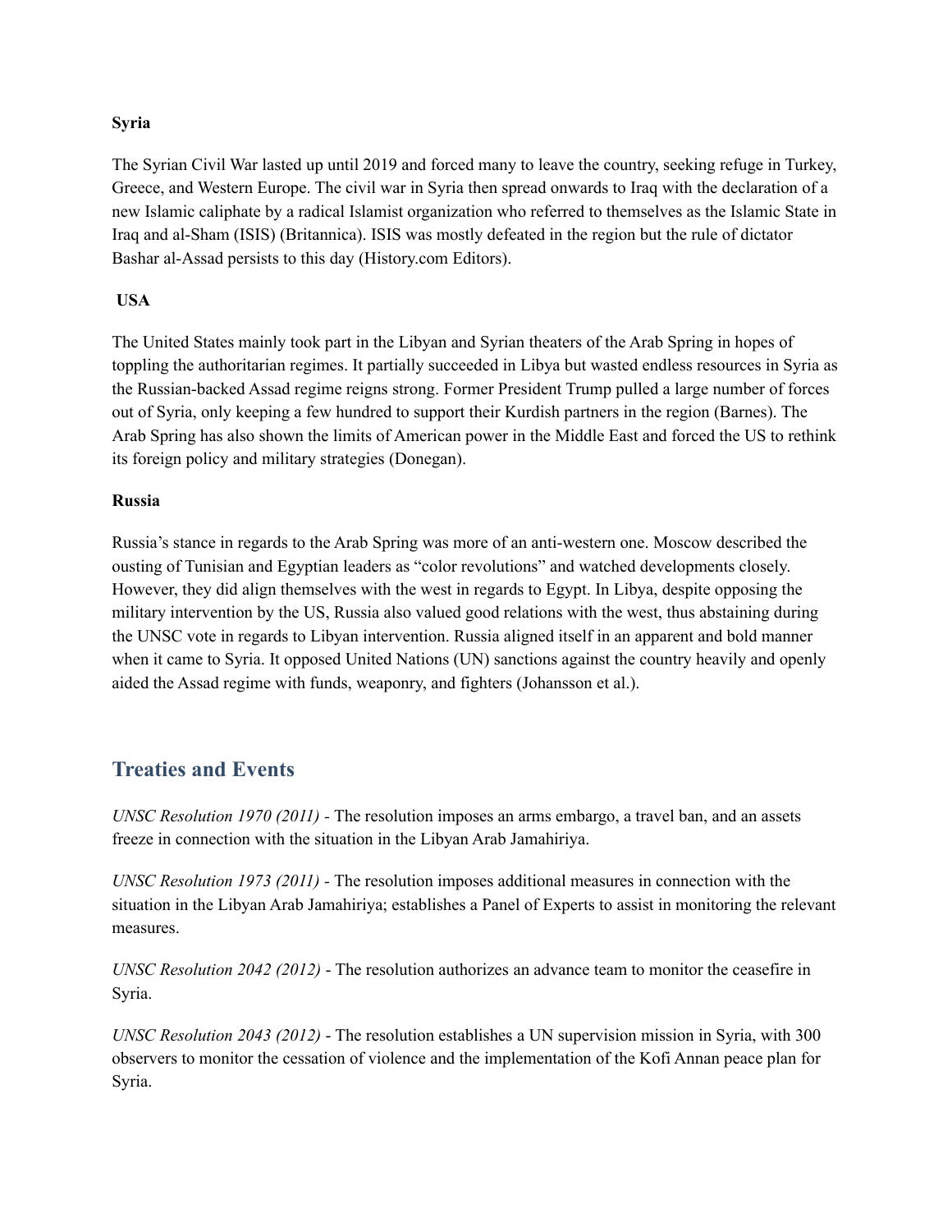**Syria**

The Syrian Civil War lasted up until 2019 and forced many to leave the country, seeking refuge in Turkey, Greece, and Western Europe. The civil war in Syria then spread onwards to Iraq with the declaration of a new Islamic caliphate by a radical Islamist organization who referred to themselves as the Islamic State in Iraq and al-Sham (ISIS) (Britannica). ISIS was mostly defeated in the region but the rule of dictator Bashar al-Assad persists to this day (History.com Editors).

**USA**

The United States mainly took part in the Libyan and Syrian theaters of the Arab Spring in hopes of toppling the authoritarian regimes. It partially succeeded in Libya but wasted endless resources in Syria as the Russian-backed Assad regime reigns strong. Former President Trump pulled a large number of forces out of Syria, only keeping a few hundred to support their Kurdish partners in the region (Barnes). The Arab Spring has also shown the limits of American power in the Middle East and forced the US to rethink its foreign policy and military strategies (Donegan).

**Russia**

Russia's stance in regards to the Arab Spring was more of an anti-western one. Moscow described the ousting of Tunisian and Egyptian leaders as "color revolutions" and watched developments closely. However, they did align themselves with the west in regards to Egypt. In Libya, despite opposing the military intervention by the US, Russia also valued good relations with the west, thus abstaining during the UNSC vote in regards to Libyan intervention. Russia aligned itself in an apparent and bold manner when it came to Syria. It opposed United Nations (UN) sanctions against the country heavily and openly aided the Assad regime with funds, weaponry, and fighters (Johansson et al.).

## Treaties and Events

*UNSC Resolution 1970 (2011) -* The resolution imposes an arms embargo, a travel ban, and an assets freeze in connection with the situation in the Libyan Arab Jamahiriya.

*UNSC Resolution 1973 (2011) -* The resolution imposes additional measures in connection with the situation in the Libyan Arab Jamahiriya; establishes a Panel of Experts to assist in monitoring the relevant measures.

*UNSC Resolution 2042 (2012) -* The resolution authorizes an advance team to monitor the ceasefire in Syria.

*UNSC Resolution 2043 (2012) -* The resolution establishes a UN supervision mission in Syria, with 300 observers to monitor the cessation of violence and the implementation of the Kofi Annan peace plan for Syria.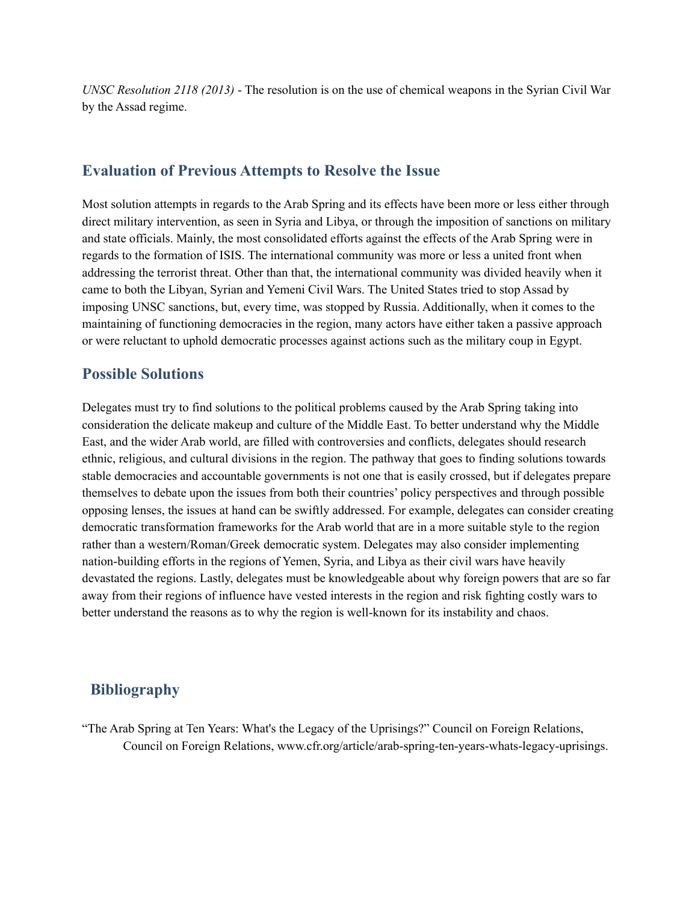*UNSC Resolution 2118 (2013)* - The resolution is on the use of chemical weapons in the Syrian Civil War by the Assad regime.

## Evaluation of Previous Attempts to Resolve the Issue

Most solution attempts in regards to the Arab Spring and its effects have been more or less either through direct military intervention, as seen in Syria and Libya, or through the imposition of sanctions on military and state officials. Mainly, the most consolidated efforts against the effects of the Arab Spring were in regards to the formation of ISIS. The international community was more or less a united front when addressing the terrorist threat. Other than that, the international community was divided heavily when it came to both the Libyan, Syrian and Yemeni Civil Wars. The United States tried to stop Assad by imposing UNSC sanctions, but, every time, was stopped by Russia. Additionally, when it comes to the maintaining of functioning democracies in the region, many actors have either taken a passive approach or were reluctant to uphold democratic processes against actions such as the military coup in Egypt.

## Possible Solutions

Delegates must try to find solutions to the political problems caused by the Arab Spring taking into consideration the delicate makeup and culture of the Middle East. To better understand why the Middle East, and the wider Arab world, are filled with controversies and conflicts, delegates should research ethnic, religious, and cultural divisions in the region. The pathway that goes to finding solutions towards stable democracies and accountable governments is not one that is easily crossed, but if delegates prepare themselves to debate upon the issues from both their countries' policy perspectives and through possible opposing lenses, the issues at hand can be swiftly addressed. For example, delegates can consider creating democratic transformation frameworks for the Arab world that are in a more suitable style to the region rather than a western/Roman/Greek democratic system. Delegates may also consider implementing nation-building efforts in the regions of Yemen, Syria, and Libya as their civil wars have heavily devastated the regions. Lastly, delegates must be knowledgeable about why foreign powers that are so far away from their regions of influence have vested interests in the region and risk fighting costly wars to better understand the reasons as to why the region is well-known for its instability and chaos.

## Bibliography

"The Arab Spring at Ten Years: What's the Legacy of the Uprisings?" Council on Foreign Relations, Council on Foreign Relations, www.cfr.org/article/arab-spring-ten-years-whats-legacy-uprisings.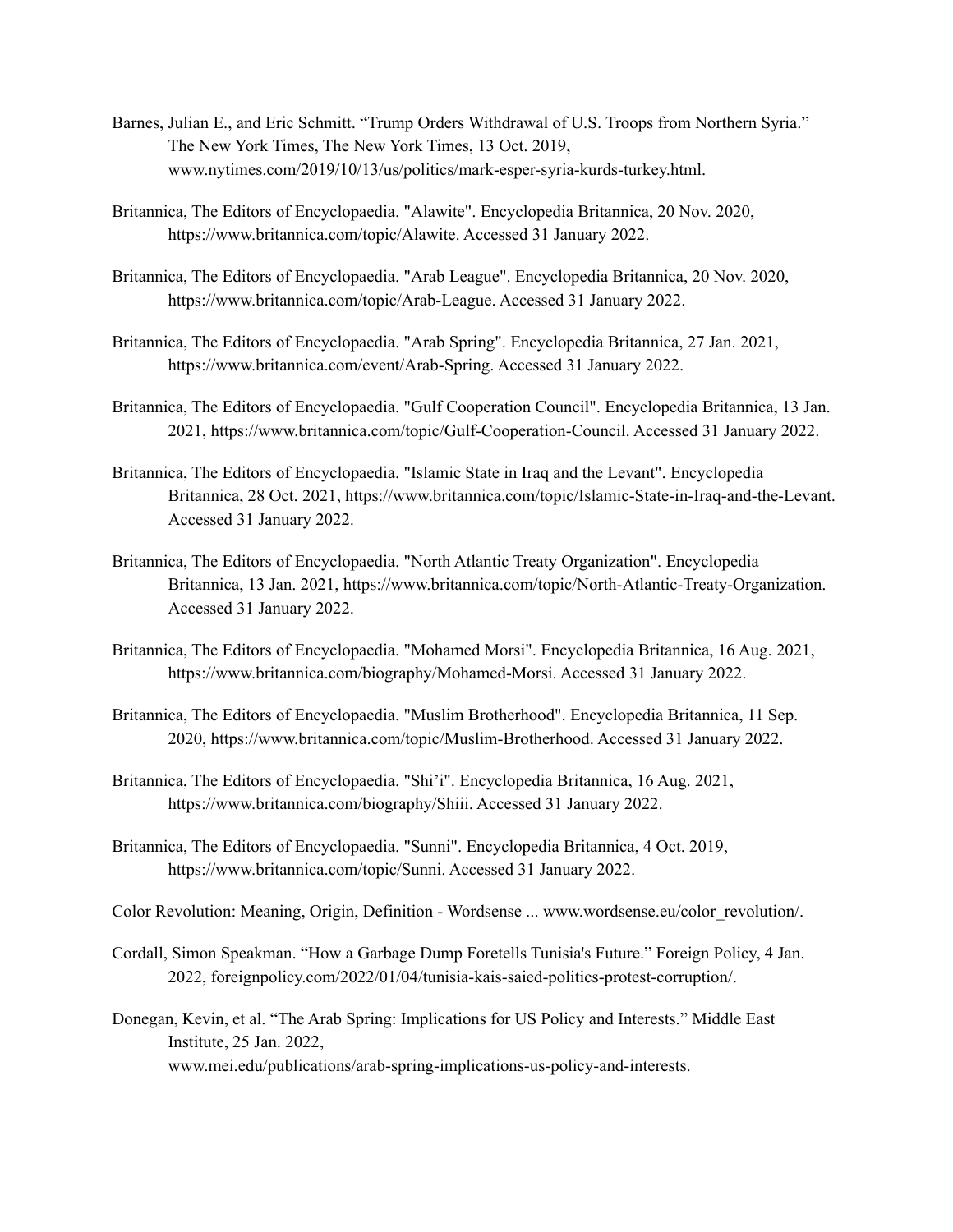Barnes, Julian E., and Eric Schmitt. "Trump Orders Withdrawal of U.S. Troops from Northern Syria." The New York Times, The New York Times, 13 Oct. 2019, www.nytimes.com/2019/10/13/us/politics/mark-esper-syria-kurds-turkey.html.

Britannica, The Editors of Encyclopaedia. "Alawite". Encyclopedia Britannica, 20 Nov. 2020, https://www.britannica.com/topic/Alawite. Accessed 31 January 2022.

Britannica, The Editors of Encyclopaedia. "Arab League". Encyclopedia Britannica, 20 Nov. 2020, https://www.britannica.com/topic/Arab-League. Accessed 31 January 2022.

Britannica, The Editors of Encyclopaedia. "Arab Spring". Encyclopedia Britannica, 27 Jan. 2021, https://www.britannica.com/event/Arab-Spring. Accessed 31 January 2022.

Britannica, The Editors of Encyclopaedia. "Gulf Cooperation Council". Encyclopedia Britannica, 13 Jan. 2021, https://www.britannica.com/topic/Gulf-Cooperation-Council. Accessed 31 January 2022.

Britannica, The Editors of Encyclopaedia. "Islamic State in Iraq and the Levant". Encyclopedia Britannica, 28 Oct. 2021, https://www.britannica.com/topic/Islamic-State-in-Iraq-and-the-Levant. Accessed 31 January 2022.

Britannica, The Editors of Encyclopaedia. "North Atlantic Treaty Organization". Encyclopedia Britannica, 13 Jan. 2021, https://www.britannica.com/topic/North-Atlantic-Treaty-Organization. Accessed 31 January 2022.

Britannica, The Editors of Encyclopaedia. "Mohamed Morsi". Encyclopedia Britannica, 16 Aug. 2021, https://www.britannica.com/biography/Mohamed-Morsi. Accessed 31 January 2022.

Britannica, The Editors of Encyclopaedia. "Muslim Brotherhood". Encyclopedia Britannica, 11 Sep. 2020, https://www.britannica.com/topic/Muslim-Brotherhood. Accessed 31 January 2022.

Britannica, The Editors of Encyclopaedia. "Shi'i". Encyclopedia Britannica, 16 Aug. 2021, https://www.britannica.com/biography/Shiii. Accessed 31 January 2022.

Britannica, The Editors of Encyclopaedia. "Sunni". Encyclopedia Britannica, 4 Oct. 2019, https://www.britannica.com/topic/Sunni. Accessed 31 January 2022.

Color Revolution: Meaning, Origin, Definition - Wordsense ... www.wordsense.eu/color_revolution/.

Cordall, Simon Speakman. "How a Garbage Dump Foretells Tunisia's Future." Foreign Policy, 4 Jan. 2022, foreignpolicy.com/2022/01/04/tunisia-kais-saied-politics-protest-corruption/.

Donegan, Kevin, et al. "The Arab Spring: Implications for US Policy and Interests." Middle East Institute, 25 Jan. 2022, www.mei.edu/publications/arab-spring-implications-us-policy-and-interests.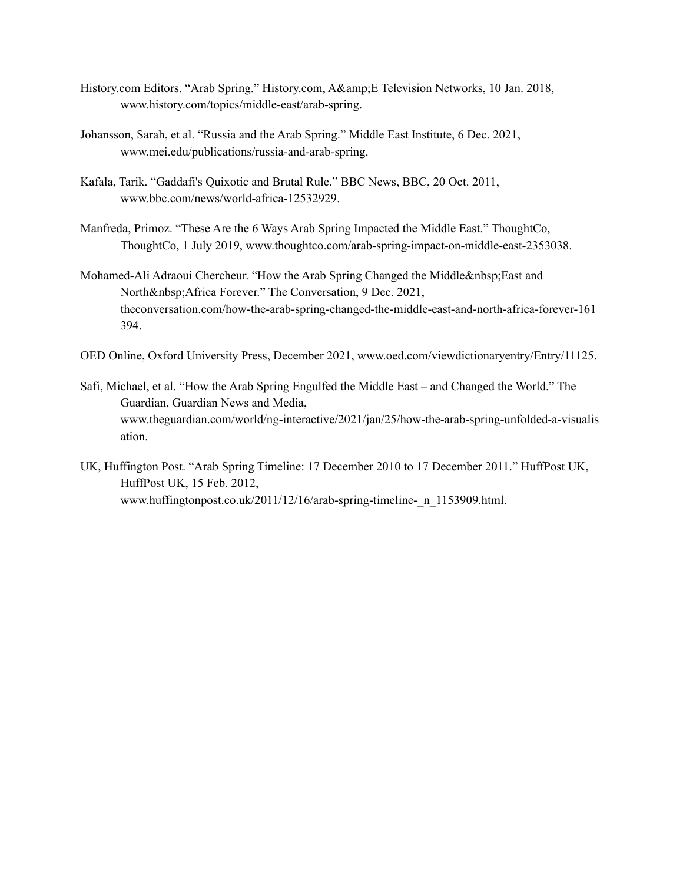History.com Editors. “Arab Spring.” History.com, A&amp;E Television Networks, 10 Jan. 2018, www.history.com/topics/middle-east/arab-spring.

Johansson, Sarah, et al. “Russia and the Arab Spring.” Middle East Institute, 6 Dec. 2021, www.mei.edu/publications/russia-and-arab-spring.

Kafala, Tarik. “Gaddafi's Quixotic and Brutal Rule.” BBC News, BBC, 20 Oct. 2011, www.bbc.com/news/world-africa-12532929.

Manfreda, Primoz. “These Are the 6 Ways Arab Spring Impacted the Middle East.” ThoughtCo, ThoughtCo, 1 July 2019, www.thoughtco.com/arab-spring-impact-on-middle-east-2353038.

Mohamed-Ali Adraoui Chercheur. “How the Arab Spring Changed the Middle&nbsp;East and North&nbsp;Africa Forever.” The Conversation, 9 Dec. 2021, theconversation.com/how-the-arab-spring-changed-the-middle-east-and-north-africa-forever-161394.

OED Online, Oxford University Press, December 2021, www.oed.com/viewdictionaryentry/Entry/11125.

Safi, Michael, et al. “How the Arab Spring Engulfed the Middle East – and Changed the World.” The Guardian, Guardian News and Media, www.theguardian.com/world/ng-interactive/2021/jan/25/how-the-arab-spring-unfolded-a-visualisation.

UK, Huffington Post. “Arab Spring Timeline: 17 December 2010 to 17 December 2011.” HuffPost UK, HuffPost UK, 15 Feb. 2012, www.huffingtonpost.co.uk/2011/12/16/arab-spring-timeline-_n_1153909.html.